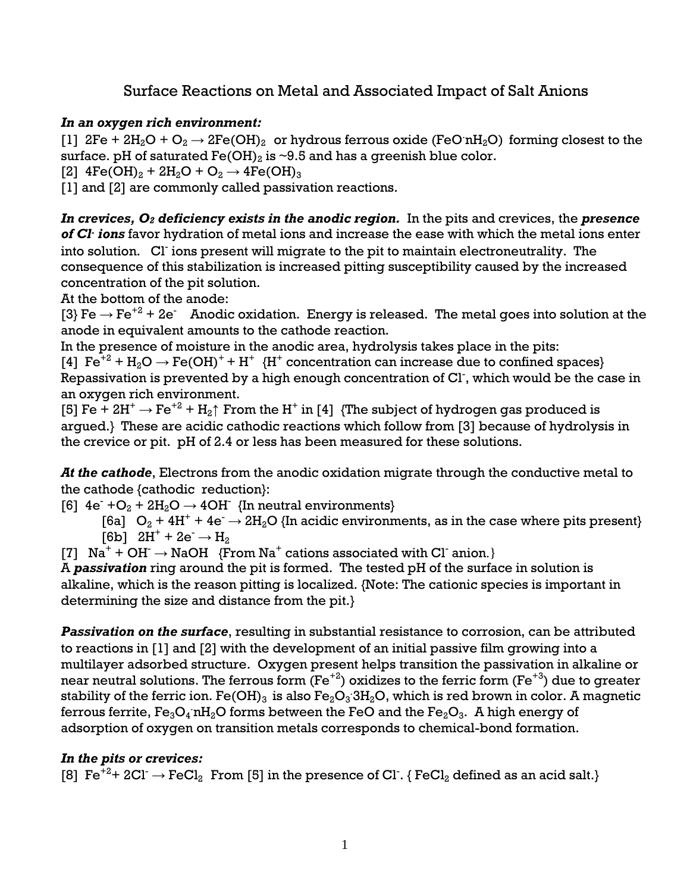# Surface Reactions on Metal and Associated Impact of Salt Anions

***In an oxygen rich environment:***

[1] $2Fe + 2H_2O + O_2 \rightarrow 2Fe(OH)_2$ or hydrous ferrous oxide ($FeO \cdot nH_2O$) forming closest to the surface. pH of saturated $Fe(OH)_2$ is ~9.5 and has a greenish blue color.

[2] $4Fe(OH)_2 + 2H_2O + O_2 \rightarrow 4Fe(OH)_3$

[1] and [2] are commonly called passivation reactions.

***In crevices, $O_2$ deficiency exists in the anodic region.*** In the pits and crevices, the ***presence of $Cl^-$ ions*** favor hydration of metal ions and increase the ease with which the metal ions enter into solution. $Cl^-$ ions present will migrate to the pit to maintain electroneutrality. The consequence of this stabilization is increased pitting susceptibility caused by the increased concentration of the pit solution.

At the bottom of the anode:

[3} $Fe \rightarrow Fe^{+2} + 2e^-$ Anodic oxidation. Energy is released. The metal goes into solution at the anode in equivalent amounts to the cathode reaction.

In the presence of moisture in the anodic area, hydrolysis takes place in the pits:

[4] $Fe^{+2} + H_2O \rightarrow Fe(OH)^+ + H^+$ {$H^+$ concentration can increase due to confined spaces}

Repassivation is prevented by a high enough concentration of $Cl^-$, which would be the case in an oxygen rich environment.

[5] $Fe + 2H^+ \rightarrow Fe^{+2} + H_2\uparrow$ From the $H^+$ in [4] {The subject of hydrogen gas produced is argued.} These are acidic cathodic reactions which follow from [3] because of hydrolysis in the crevice or pit. pH of 2.4 or less has been measured for these solutions.

***At the cathode***, Electrons from the anodic oxidation migrate through the conductive metal to the cathode {cathodic reduction}:

[6] $4e^- + O_2 + 2H_2O \rightarrow 4OH^-$ {In neutral environments}

  [6a] $O_2 + 4H^+ + 4e^- \rightarrow 2H_2O$ {In acidic environments, as in the case where pits present}

  [6b] $2H^+ + 2e^- \rightarrow H_2$

[7] $Na^+ + OH^- \rightarrow NaOH$ {From $Na^+$ cations associated with $Cl^-$ anion.}

A ***passivation*** ring around the pit is formed. The tested pH of the surface in solution is alkaline, which is the reason pitting is localized. {Note: The cationic species is important in determining the size and distance from the pit.}

***Passivation on the surface***, resulting in substantial resistance to corrosion, can be attributed to reactions in [1] and [2] with the development of an initial passive film growing into a multilayer adsorbed structure. Oxygen present helps transition the passivation in alkaline or near neutral solutions. The ferrous form ($Fe^{+2}$) oxidizes to the ferric form ($Fe^{+3}$) due to greater stability of the ferric ion. $Fe(OH)_3$ is also $Fe_2O_3 \cdot 3H_2O$, which is red brown in color. A magnetic ferrous ferrite, $Fe_3O_4 \cdot nH_2O$ forms between the FeO and the $Fe_2O_3$. A high energy of adsorption of oxygen on transition metals corresponds to chemical-bond formation.

***In the pits or crevices:***

[8] $Fe^{+2} + 2Cl^- \rightarrow FeCl_2$ From [5] in the presence of $Cl^-$. { $FeCl_2$ defined as an acid salt.}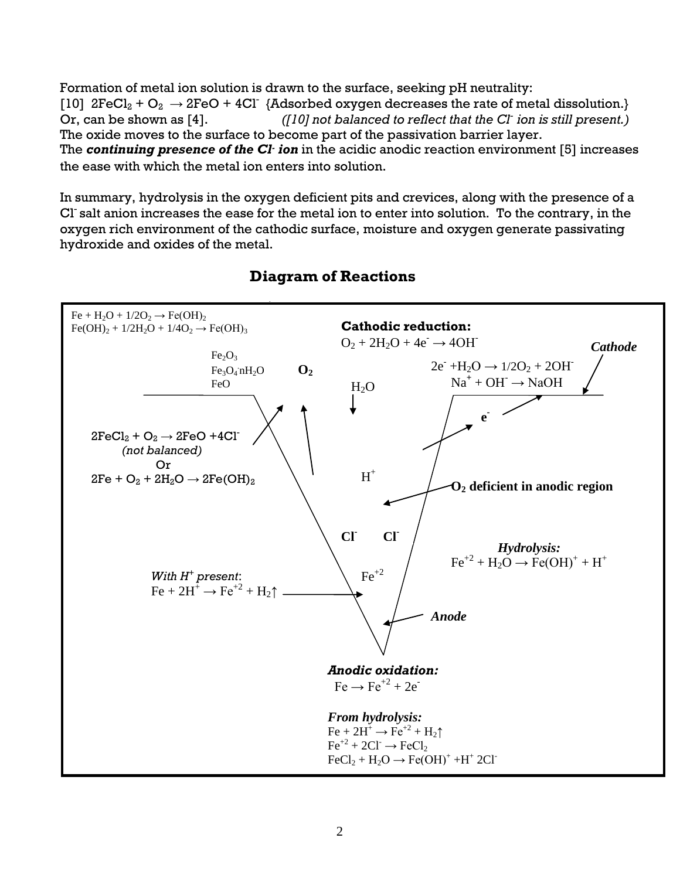Formation of metal ion solution is drawn to the surface, seeking pH neutrality:

[10] $2FeCl_2 + O_2 \rightarrow 2FeO + 4Cl^-$ {Adsorbed oxygen decreases the rate of metal dissolution.}

Or, can be shown as [4]. *([10] not balanced to reflect that the $Cl^-$ ion is still present.)*

The oxide moves to the surface to become part of the passivation barrier layer.

The ***continuing presence of the $Cl^-$ ion*** in the acidic anodic reaction environment [5] increases the ease with which the metal ion enters into solution.

In summary, hydrolysis in the oxygen deficient pits and crevices, along with the presence of a $Cl^-$ salt anion increases the ease for the metal ion to enter into solution. To the contrary, in the oxygen rich environment of the cathodic surface, moisture and oxygen generate passivating hydroxide and oxides of the metal.

## Diagram of Reactions

$Fe + H_2O + 1/2O_2 \rightarrow Fe(OH)_2$

$Fe(OH)_2 + 1/2H_2O + 1/4O_2 \rightarrow Fe(OH)_3$

$Fe_2O_3$

$Fe_3O_4 \cdot nH_2O$

$FeO$

$O_2$

**Cathodic reduction:**

$O_2 + 2H_2O + 4e^- \rightarrow 4OH^-$

*Cathode*

$2e^- + H_2O \rightarrow 1/2O_2 + 2OH^-$

$Na^+ + OH^- \rightarrow NaOH$

$H_2O$

$e^-$

$2FeCl_2 + O_2 \rightarrow 2FeO + 4Cl^-$

*(not balanced)*

Or

$2Fe + O_2 + 2H_2O \rightarrow 2Fe(OH)_2$

$H^+$

**$O_2$ deficient in anodic region**

$Cl^-$ $Cl^-$

***Hydrolysis:***

$Fe^{+2} + H_2O \rightarrow Fe(OH)^+ + H^+$

*With $H^+$ present*:

$Fe + 2H^+ \rightarrow Fe^{+2} + H_2\uparrow$

$Fe^{+2}$

***Anode***

***Anodic oxidation:***

$Fe \rightarrow Fe^{+2} + 2e^-$

***From hydrolysis:***

$Fe + 2H^+ \rightarrow Fe^{+2} + H_2\uparrow$

$Fe^{+2} + 2Cl^- \rightarrow FeCl_2$

$FeCl_2 + H_2O \rightarrow Fe(OH)^+ + H^+ \; 2Cl^-$